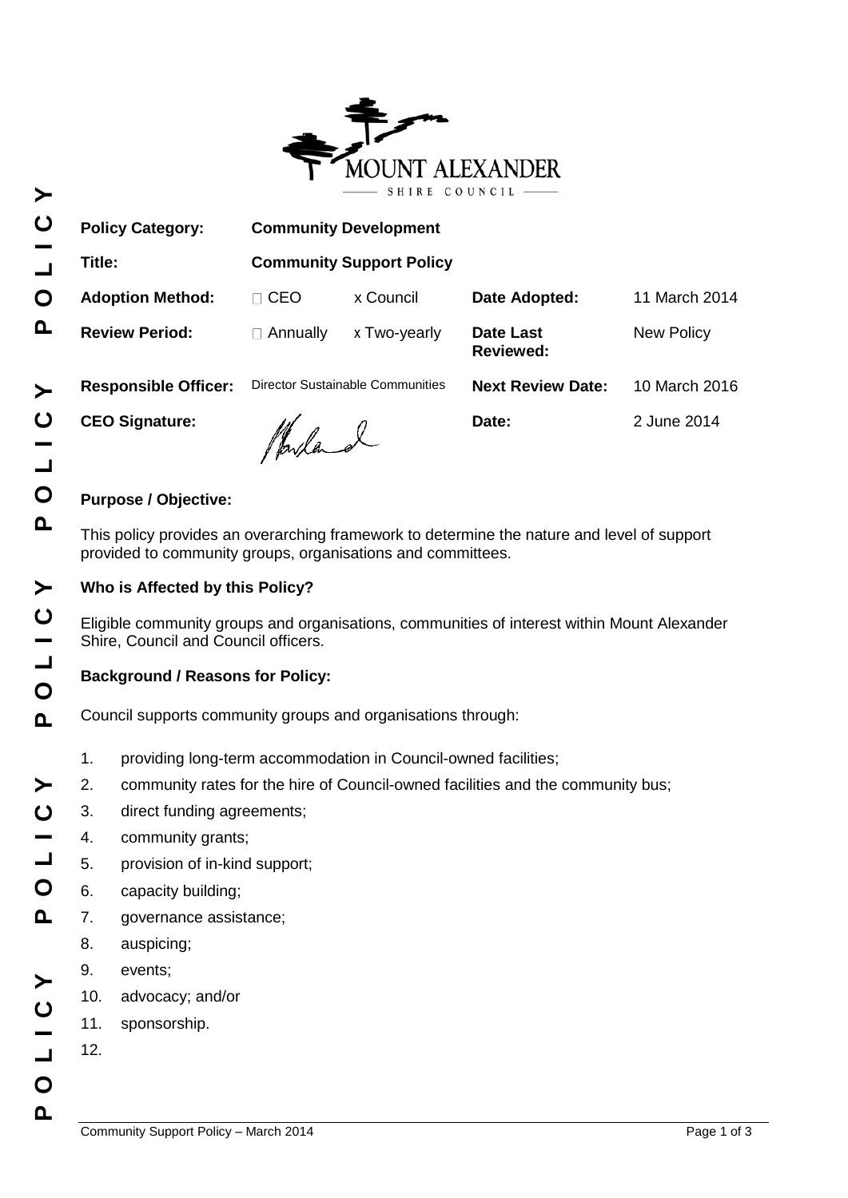MOUNT ALEXANDER SHIRE COUNCIL

| **Policy Category:** | **Community Development** | | | |
|---|---|---|---|---|
| **Title:** | **Community Support Policy** | | | |
| **Adoption Method:** | □ CEO | x Council | **Date Adopted:** | 11 March 2014 |
| **Review Period:** | □ Annually | x Two-yearly | **Date Last Reviewed:** | New Policy |
| **Responsible Officer:** | Director Sustainable Communities | | **Next Review Date:** | 10 March 2016 |
| **CEO Signature:** | | | **Date:** | 2 June 2014 |

**Purpose / Objective:**

This policy provides an overarching framework to determine the nature and level of support provided to community groups, organisations and committees.

**Who is Affected by this Policy?**

Eligible community groups and organisations, communities of interest within Mount Alexander Shire, Council and Council officers.

**Background / Reasons for Policy:**

Council supports community groups and organisations through:

1. providing long-term accommodation in Council-owned facilities;
2. community rates for the hire of Council-owned facilities and the community bus;
3. direct funding agreements;
4. community grants;
5. provision of in-kind support;
6. capacity building;
7. governance assistance;
8. auspicing;
9. events;
10. advocacy; and/or
11. sponsorship.
12.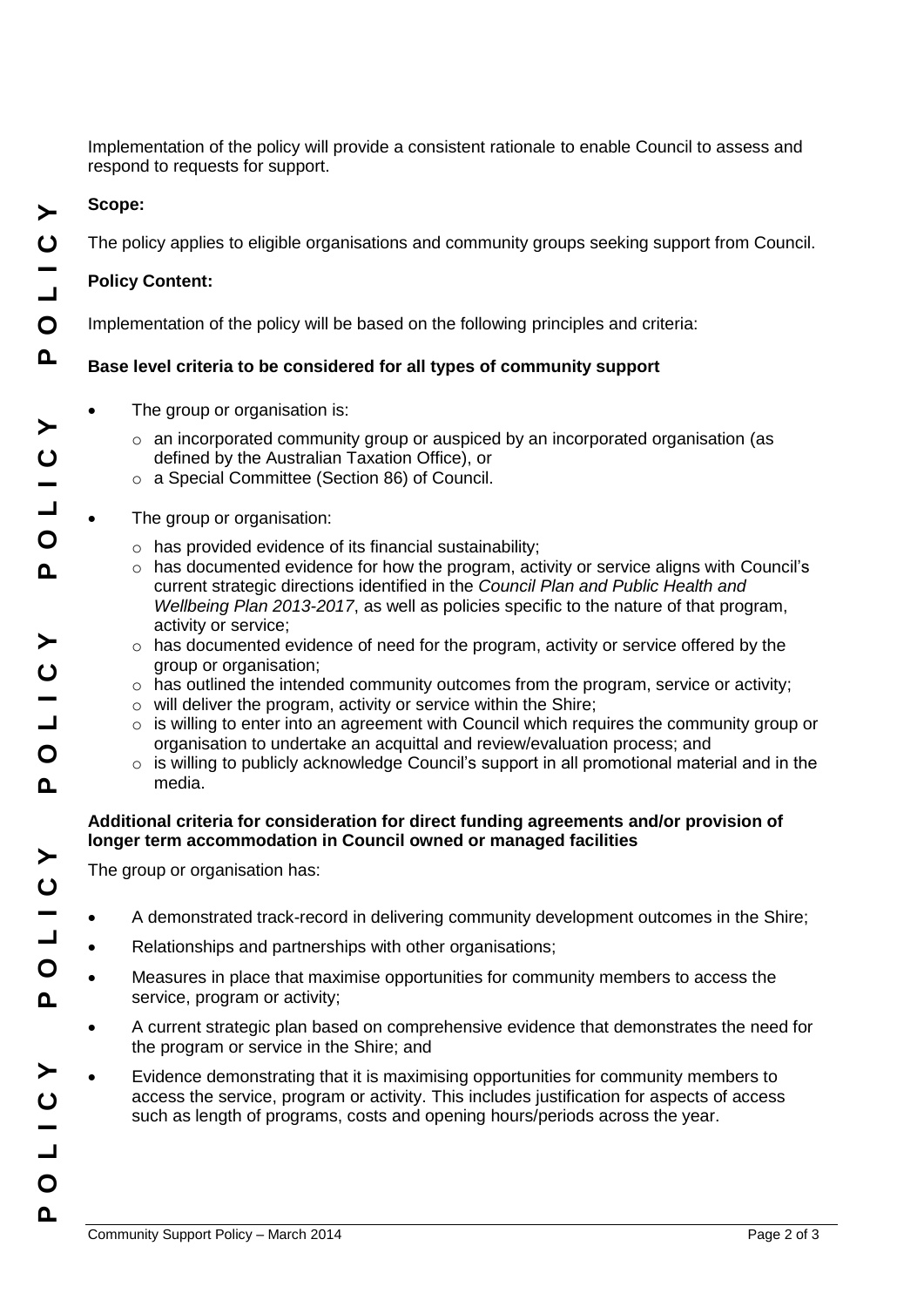Implementation of the policy will provide a consistent rationale to enable Council to assess and respond to requests for support.

**Scope:**

The policy applies to eligible organisations and community groups seeking support from Council.

**Policy Content:**

Implementation of the policy will be based on the following principles and criteria:

**Base level criteria to be considered for all types of community support**

- The group or organisation is:
  - an incorporated community group or auspiced by an incorporated organisation (as defined by the Australian Taxation Office), or
  - a Special Committee (Section 86) of Council.
- The group or organisation:
  - has provided evidence of its financial sustainability;
  - has documented evidence for how the program, activity or service aligns with Council's current strategic directions identified in the *Council Plan and Public Health and Wellbeing Plan 2013-2017*, as well as policies specific to the nature of that program, activity or service;
  - has documented evidence of need for the program, activity or service offered by the group or organisation;
  - has outlined the intended community outcomes from the program, service or activity;
  - will deliver the program, activity or service within the Shire;
  - is willing to enter into an agreement with Council which requires the community group or organisation to undertake an acquittal and review/evaluation process; and
  - is willing to publicly acknowledge Council's support in all promotional material and in the media.

**Additional criteria for consideration for direct funding agreements and/or provision of longer term accommodation in Council owned or managed facilities**

The group or organisation has:

- A demonstrated track-record in delivering community development outcomes in the Shire;
- Relationships and partnerships with other organisations;
- Measures in place that maximise opportunities for community members to access the service, program or activity;
- A current strategic plan based on comprehensive evidence that demonstrates the need for the program or service in the Shire; and
- Evidence demonstrating that it is maximising opportunities for community members to access the service, program or activity. This includes justification for aspects of access such as length of programs, costs and opening hours/periods across the year.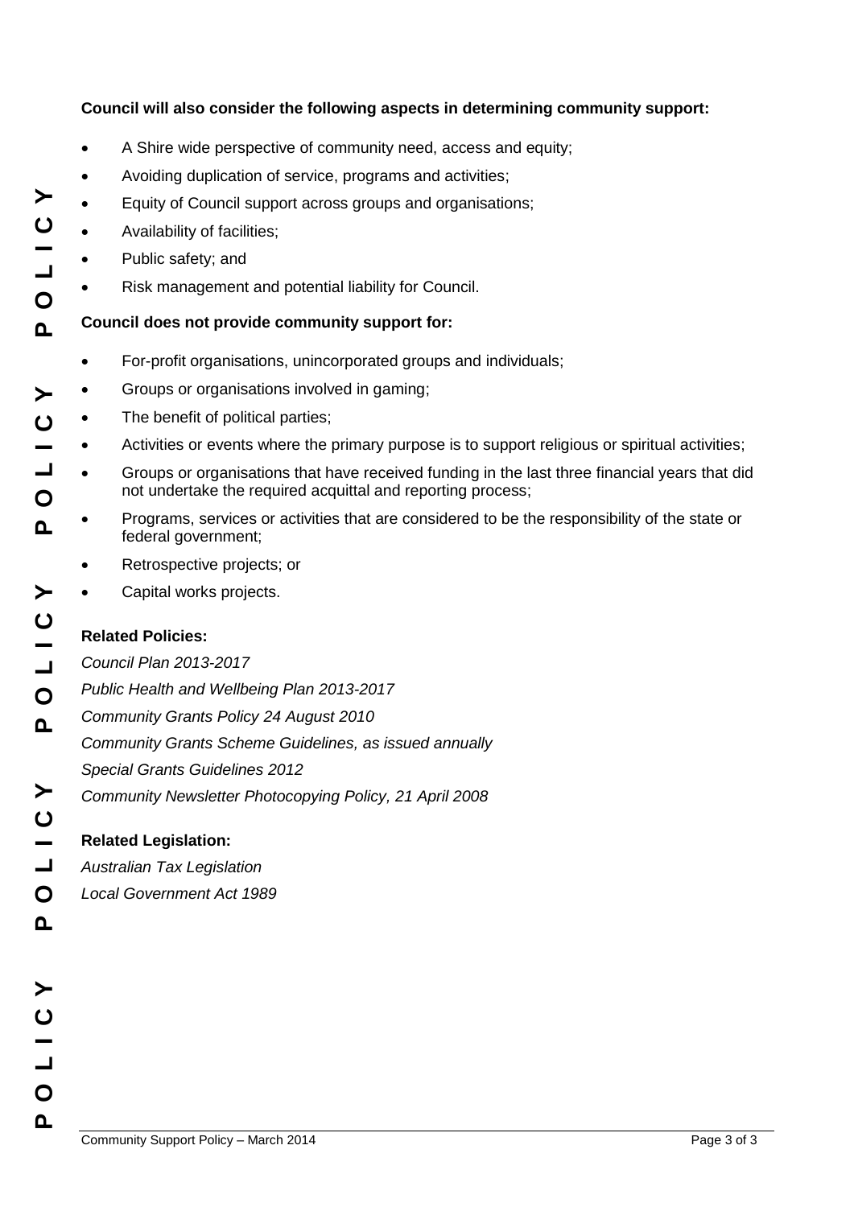**Council will also consider the following aspects in determining community support:**

- A Shire wide perspective of community need, access and equity;
- Avoiding duplication of service, programs and activities;
- Equity of Council support across groups and organisations;
- Availability of facilities;
- Public safety; and
- Risk management and potential liability for Council.

**Council does not provide community support for:**

- For-profit organisations, unincorporated groups and individuals;
- Groups or organisations involved in gaming;
- The benefit of political parties;
- Activities or events where the primary purpose is to support religious or spiritual activities;
- Groups or organisations that have received funding in the last three financial years that did not undertake the required acquittal and reporting process;
- Programs, services or activities that are considered to be the responsibility of the state or federal government;
- Retrospective projects; or
- Capital works projects.

**Related Policies:**

*Council Plan 2013-2017*

*Public Health and Wellbeing Plan 2013-2017*

*Community Grants Policy 24 August 2010*

*Community Grants Scheme Guidelines, as issued annually*

*Special Grants Guidelines 2012*

*Community Newsletter Photocopying Policy, 21 April 2008*

**Related Legislation:**

*Australian Tax Legislation*

*Local Government Act 1989*